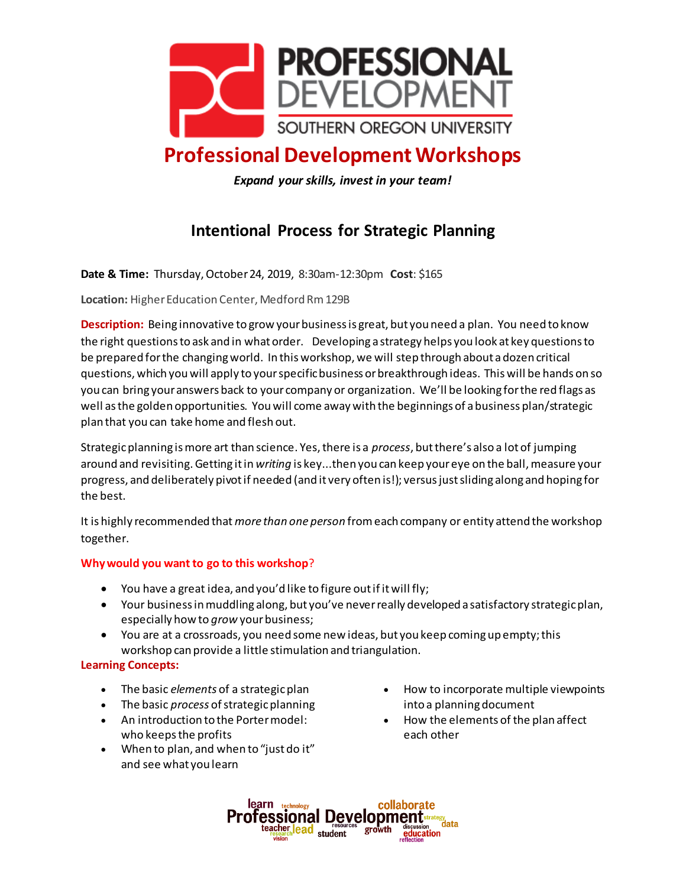# PROFESSIONAL DEVELOPMENT

SOUTHERN OREGON UNIVERSITY

## Professional Development Workshops

***Expand your skills, invest in your team!***

### Intentional Process for Strategic Planning

**Date & Time:** Thursday, October 24, 2019, 8:30am-12:30pm **Cost**: $165

**Location:** Higher Education Center, Medford Rm 129B

**Description:** Being innovative to grow your business is great, but you need a plan. You need to know the right questions to ask and in what order. Developing a strategy helps you look at key questions to be prepared for the changing world. In this workshop, we will step through about a dozen critical questions, which you will apply to your specific business or breakthrough ideas. This will be hands on so you can bring your answers back to your company or organization. We'll be looking for the red flags as well as the golden opportunities. You will come away with the beginnings of a business plan/strategic plan that you can take home and flesh out.

Strategic planning is more art than science. Yes, there is a *process*, but there's also a lot of jumping around and revisiting. Getting it in *writing* is key...then you can keep your eye on the ball, measure your progress, and deliberately pivot if needed (and it very often is!); versus just sliding along and hoping for the best.

It is highly recommended that *more than one person* from each company or entity attend the workshop together.

**Why would you want to go to this workshop?**

- You have a great idea, and you'd like to figure out if it will fly;
- Your business in muddling along, but you've never really developed a satisfactory strategic plan, especially how to *grow* your business;
- You are at a crossroads, you need some new ideas, but you keep coming up empty; this workshop can provide a little stimulation and triangulation.

**Learning Concepts:**

- The basic *elements* of a strategic plan
- The basic *process* of strategic planning
- An introduction to the Porter model: who keeps the profits
- When to plan, and when to "just do it" and see what you learn
- How to incorporate multiple viewpoints into a planning document
- How the elements of the plan affect each other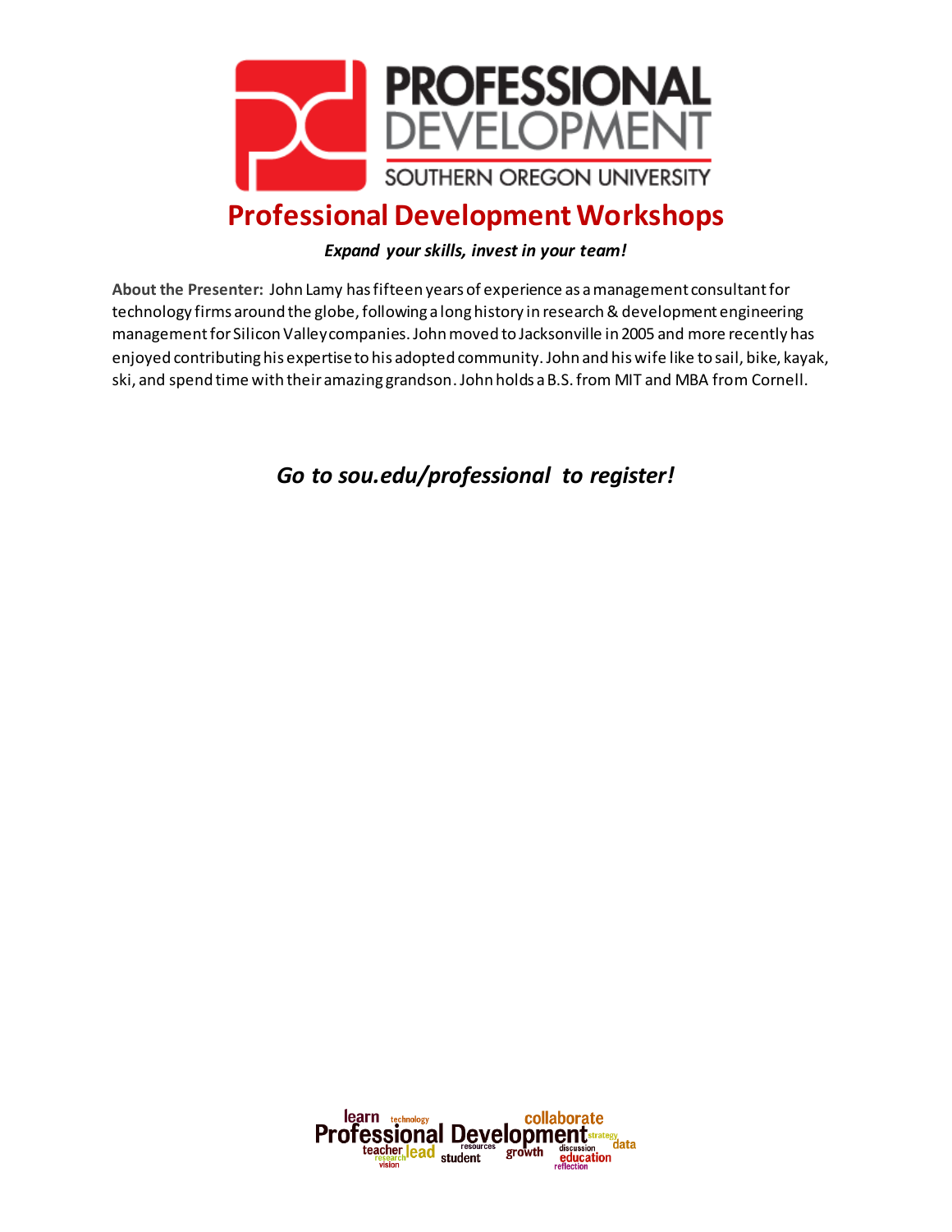# Professional Development Workshops

***Expand your skills, invest in your team!***

**About the Presenter:** John Lamy has fifteen years of experience as a management consultant for technology firms around the globe, following a long history in research & development engineering management for Silicon Valley companies. John moved to Jacksonville in 2005 and more recently has enjoyed contributing his expertise to his adopted community. John and his wife like to sail, bike, kayak, ski, and spend time with their amazing grandson. John holds a B.S. from MIT and MBA from Cornell.

## *Go to sou.edu/professional to register!*